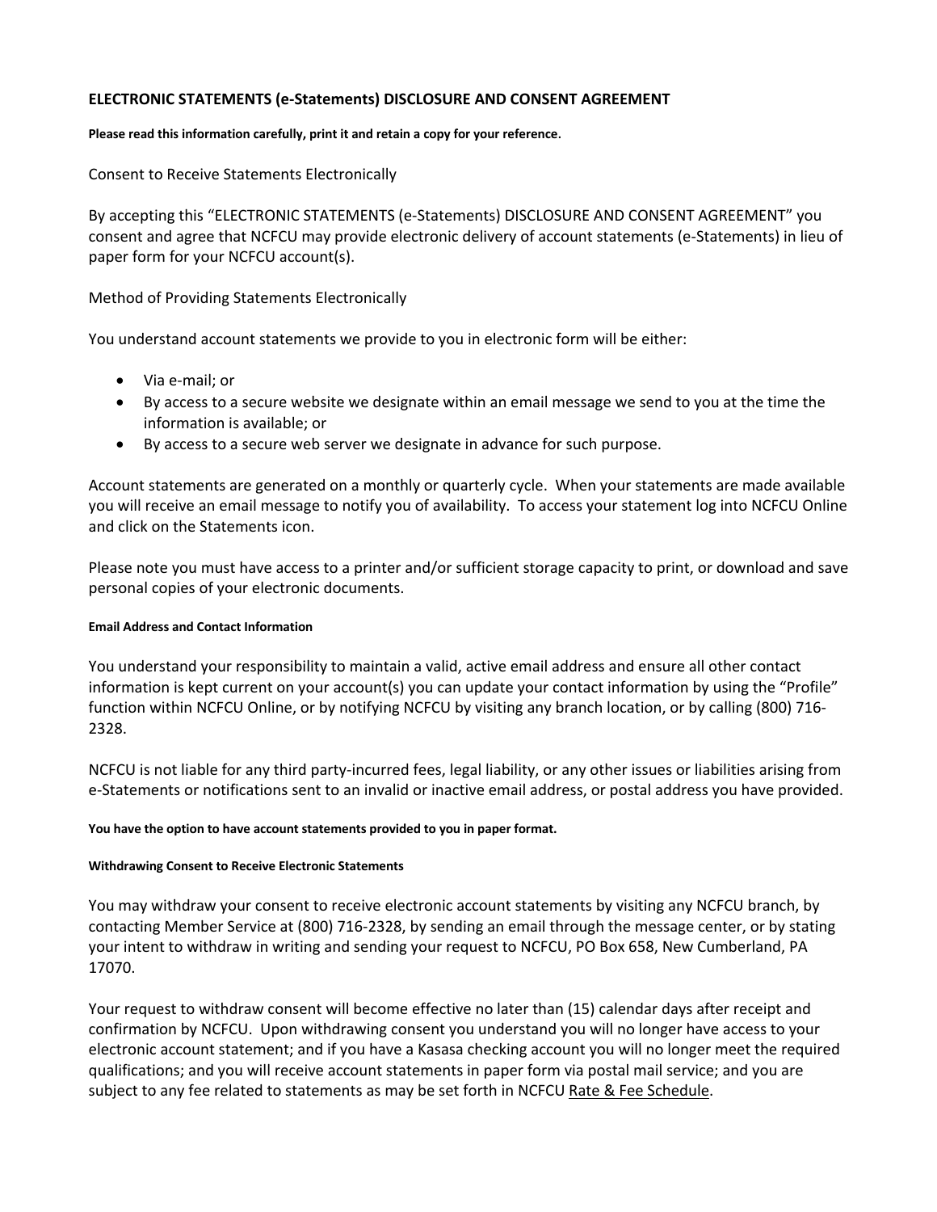## ELECTRONIC STATEMENTS (e-Statements) DISCLOSURE AND CONSENT AGREEMENT

**Please read this information carefully, print it and retain a copy for your reference.**

Consent to Receive Statements Electronically

By accepting this "ELECTRONIC STATEMENTS (e-Statements) DISCLOSURE AND CONSENT AGREEMENT" you consent and agree that NCFCU may provide electronic delivery of account statements (e-Statements) in lieu of paper form for your NCFCU account(s).

Method of Providing Statements Electronically

You understand account statements we provide to you in electronic form will be either:

- Via e-mail; or
- By access to a secure website we designate within an email message we send to you at the time the information is available; or
- By access to a secure web server we designate in advance for such purpose.

Account statements are generated on a monthly or quarterly cycle. When your statements are made available you will receive an email message to notify you of availability. To access your statement log into NCFCU Online and click on the Statements icon.

Please note you must have access to a printer and/or sufficient storage capacity to print, or download and save personal copies of your electronic documents.

**Email Address and Contact Information**

You understand your responsibility to maintain a valid, active email address and ensure all other contact information is kept current on your account(s) you can update your contact information by using the "Profile" function within NCFCU Online, or by notifying NCFCU by visiting any branch location, or by calling (800) 716-2328.

NCFCU is not liable for any third party-incurred fees, legal liability, or any other issues or liabilities arising from e-Statements or notifications sent to an invalid or inactive email address, or postal address you have provided.

**You have the option to have account statements provided to you in paper format.**

**Withdrawing Consent to Receive Electronic Statements**

You may withdraw your consent to receive electronic account statements by visiting any NCFCU branch, by contacting Member Service at (800) 716-2328, by sending an email through the message center, or by stating your intent to withdraw in writing and sending your request to NCFCU, PO Box 658, New Cumberland, PA 17070.

Your request to withdraw consent will become effective no later than (15) calendar days after receipt and confirmation by NCFCU. Upon withdrawing consent you understand you will no longer have access to your electronic account statement; and if you have a Kasasa checking account you will no longer meet the required qualifications; and you will receive account statements in paper form via postal mail service; and you are subject to any fee related to statements as may be set forth in NCFCU Rate & Fee Schedule.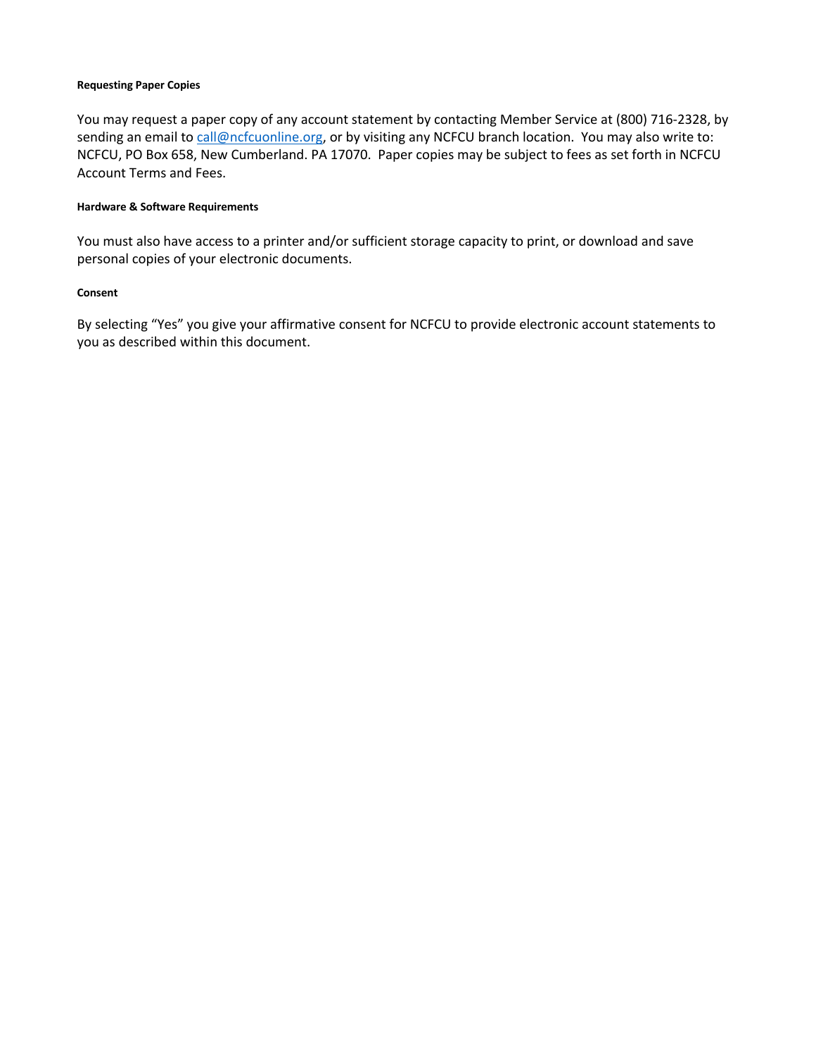#### Requesting Paper Copies

You may request a paper copy of any account statement by contacting Member Service at (800) 716-2328, by sending an email to call@ncfcuonline.org, or by visiting any NCFCU branch location. You may also write to: NCFCU, PO Box 658, New Cumberland. PA 17070. Paper copies may be subject to fees as set forth in NCFCU Account Terms and Fees.

#### Hardware & Software Requirements

You must also have access to a printer and/or sufficient storage capacity to print, or download and save personal copies of your electronic documents.

#### Consent

By selecting "Yes" you give your affirmative consent for NCFCU to provide electronic account statements to you as described within this document.